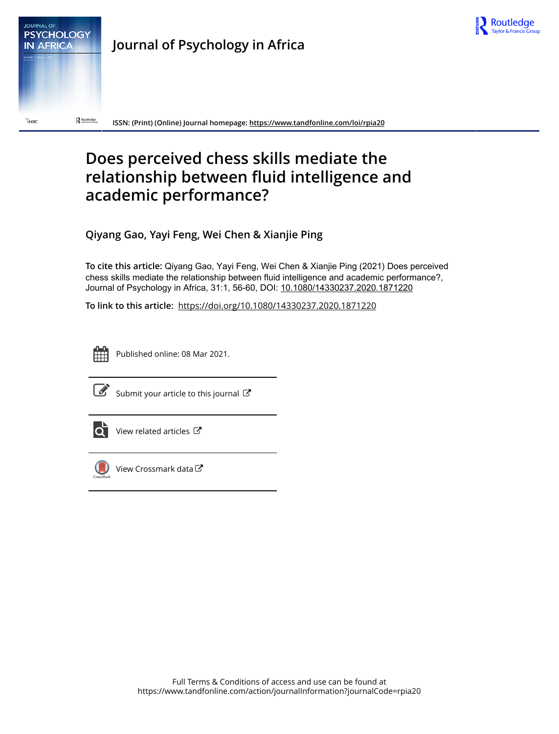# Journal of Psychology in Africa

ISSN: (Print) (Online) Journal homepage: https://www.tandfonline.com/loi/rpia20

# Does perceived chess skills mediate the relationship between fluid intelligence and academic performance?

**Qiyang Gao, Yayi Feng, Wei Chen & Xianjie Ping**

**To cite this article:** Qiyang Gao, Yayi Feng, Wei Chen & Xianjie Ping (2021) Does perceived chess skills mediate the relationship between fluid intelligence and academic performance?, Journal of Psychology in Africa, 31:1, 56-60, DOI: 10.1080/14330237.2020.1871220

**To link to this article:** https://doi.org/10.1080/14330237.2020.1871220

Published online: 08 Mar 2021.

Submit your article to this journal

View related articles

View Crossmark data

Full Terms & Conditions of access and use can be found at
https://www.tandfonline.com/action/journalInformation?journalCode=rpia20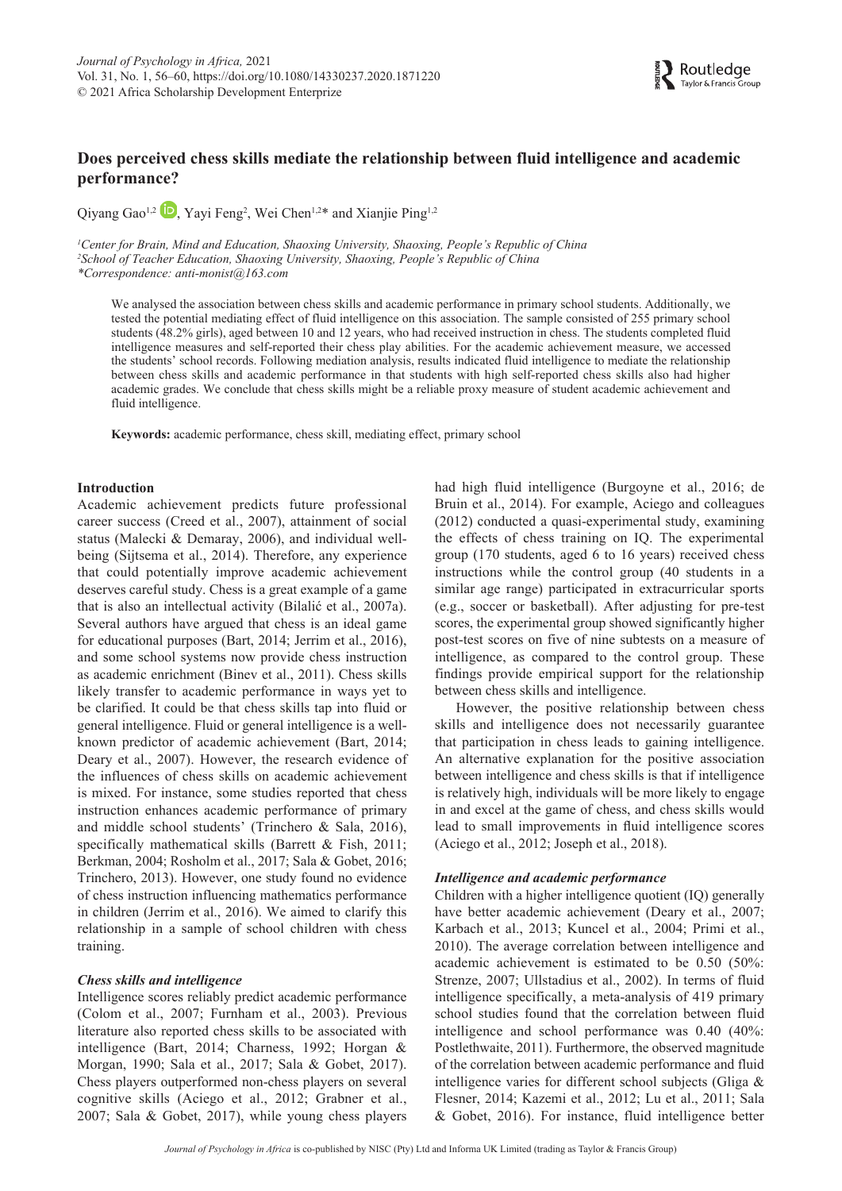# Does perceived chess skills mediate the relationship between fluid intelligence and academic performance?

Qiyang Gao[1,2], Yayi Feng[2], Wei Chen[1,2]* and Xianjie Ping[1,2]

[1]Center for Brain, Mind and Education, Shaoxing University, Shaoxing, People's Republic of China
[2]School of Teacher Education, Shaoxing University, Shaoxing, People's Republic of China
*Correspondence: anti-monist@163.com

We analysed the association between chess skills and academic performance in primary school students. Additionally, we tested the potential mediating effect of fluid intelligence on this association. The sample consisted of 255 primary school students (48.2% girls), aged between 10 and 12 years, who had received instruction in chess. The students completed fluid intelligence measures and self-reported their chess play abilities. For the academic achievement measure, we accessed the students' school records. Following mediation analysis, results indicated fluid intelligence to mediate the relationship between chess skills and academic performance in that students with high self-reported chess skills also had higher academic grades. We conclude that chess skills might be a reliable proxy measure of student academic achievement and fluid intelligence.

**Keywords:** academic performance, chess skill, mediating effect, primary school

## Introduction

Academic achievement predicts future professional career success (Creed et al., 2007), attainment of social status (Malecki & Demaray, 2006), and individual well-being (Sijtsema et al., 2014). Therefore, any experience that could potentially improve academic achievement deserves careful study. Chess is a great example of a game that is also an intellectual activity (Bilalić et al., 2007a). Several authors have argued that chess is an ideal game for educational purposes (Bart, 2014; Jerrim et al., 2016), and some school systems now provide chess instruction as academic enrichment (Binev et al., 2011). Chess skills likely transfer to academic performance in ways yet to be clarified. It could be that chess skills tap into fluid or general intelligence. Fluid or general intelligence is a well-known predictor of academic achievement (Bart, 2014; Deary et al., 2007). However, the research evidence of the influences of chess skills on academic achievement is mixed. For instance, some studies reported that chess instruction enhances academic performance of primary and middle school students' (Trinchero & Sala, 2016), specifically mathematical skills (Barrett & Fish, 2011; Berkman, 2004; Rosholm et al., 2017; Sala & Gobet, 2016; Trinchero, 2013). However, one study found no evidence of chess instruction influencing mathematics performance in children (Jerrim et al., 2016). We aimed to clarify this relationship in a sample of school children with chess training.

### *Chess skills and intelligence*

Intelligence scores reliably predict academic performance (Colom et al., 2007; Furnham et al., 2003). Previous literature also reported chess skills to be associated with intelligence (Bart, 2014; Charness, 1992; Horgan & Morgan, 1990; Sala et al., 2017; Sala & Gobet, 2017). Chess players outperformed non-chess players on several cognitive skills (Aciego et al., 2012; Grabner et al., 2007; Sala & Gobet, 2017), while young chess players had high fluid intelligence (Burgoyne et al., 2016; de Bruin et al., 2014). For example, Aciego and colleagues (2012) conducted a quasi-experimental study, examining the effects of chess training on IQ. The experimental group (170 students, aged 6 to 16 years) received chess instructions while the control group (40 students in a similar age range) participated in extracurricular sports (e.g., soccer or basketball). After adjusting for pre-test scores, the experimental group showed significantly higher post-test scores on five of nine subtests on a measure of intelligence, as compared to the control group. These findings provide empirical support for the relationship between chess skills and intelligence.

However, the positive relationship between chess skills and intelligence does not necessarily guarantee that participation in chess leads to gaining intelligence. An alternative explanation for the positive association between intelligence and chess skills is that if intelligence is relatively high, individuals will be more likely to engage in and excel at the game of chess, and chess skills would lead to small improvements in fluid intelligence scores (Aciego et al., 2012; Joseph et al., 2018).

### *Intelligence and academic performance*

Children with a higher intelligence quotient (IQ) generally have better academic achievement (Deary et al., 2007; Karbach et al., 2013; Kuncel et al., 2004; Primi et al., 2010). The average correlation between intelligence and academic achievement is estimated to be 0.50 (50%: Strenze, 2007; Ullstadius et al., 2002). In terms of fluid intelligence specifically, a meta-analysis of 419 primary school studies found that the correlation between fluid intelligence and school performance was 0.40 (40%: Postlethwaite, 2011). Furthermore, the observed magnitude of the correlation between academic performance and fluid intelligence varies for different school subjects (Gliga & Flesner, 2014; Kazemi et al., 2012; Lu et al., 2011; Sala & Gobet, 2016). For instance, fluid intelligence better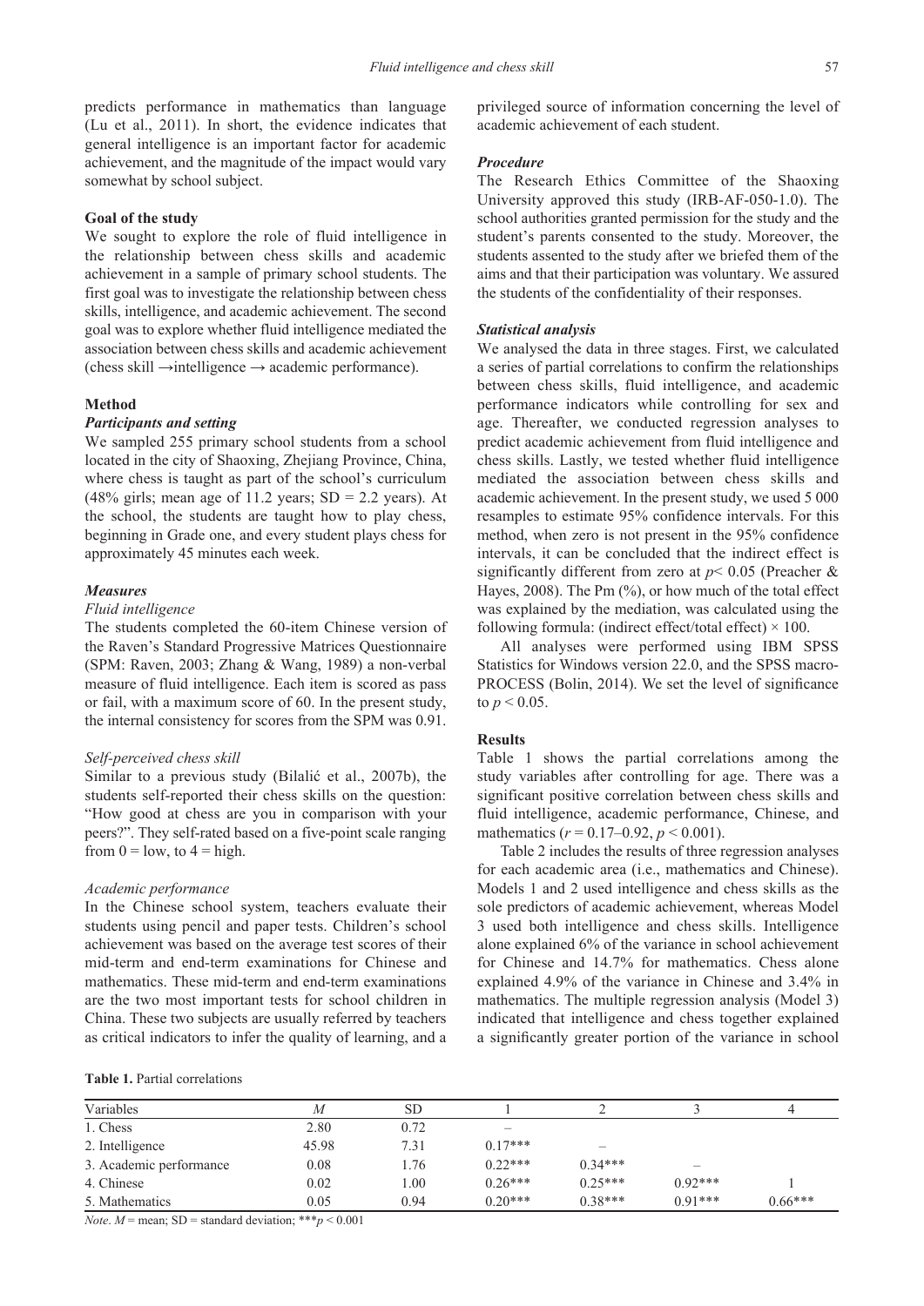predicts performance in mathematics than language (Lu et al., 2011). In short, the evidence indicates that general intelligence is an important factor for academic achievement, and the magnitude of the impact would vary somewhat by school subject.

### Goal of the study

We sought to explore the role of fluid intelligence in the relationship between chess skills and academic achievement in a sample of primary school students. The first goal was to investigate the relationship between chess skills, intelligence, and academic achievement. The second goal was to explore whether fluid intelligence mediated the association between chess skills and academic achievement (chess skill →intelligence → academic performance).

## Method

### *Participants and setting*

We sampled 255 primary school students from a school located in the city of Shaoxing, Zhejiang Province, China, where chess is taught as part of the school's curriculum (48% girls; mean age of 11.2 years; SD = 2.2 years). At the school, the students are taught how to play chess, beginning in Grade one, and every student plays chess for approximately 45 minutes each week.

### *Measures*

*Fluid intelligence*

The students completed the 60-item Chinese version of the Raven's Standard Progressive Matrices Questionnaire (SPM: Raven, 2003; Zhang & Wang, 1989) a non-verbal measure of fluid intelligence. Each item is scored as pass or fail, with a maximum score of 60. In the present study, the internal consistency for scores from the SPM was 0.91.

*Self-perceived chess skill*

Similar to a previous study (Bilalić et al., 2007b), the students self-reported their chess skills on the question: "How good at chess are you in comparison with your peers?". They self-rated based on a five-point scale ranging from 0 = low, to 4 = high.

*Academic performance*

In the Chinese school system, teachers evaluate their students using pencil and paper tests. Children's school achievement was based on the average test scores of their mid-term and end-term examinations for Chinese and mathematics. These mid-term and end-term examinations are the two most important tests for school children in China. These two subjects are usually referred by teachers as critical indicators to infer the quality of learning, and a privileged source of information concerning the level of academic achievement of each student.

### *Procedure*

The Research Ethics Committee of the Shaoxing University approved this study (IRB-AF-050-1.0). The school authorities granted permission for the study and the student's parents consented to the study. Moreover, the students assented to the study after we briefed them of the aims and that their participation was voluntary. We assured the students of the confidentiality of their responses.

### *Statistical analysis*

We analysed the data in three stages. First, we calculated a series of partial correlations to confirm the relationships between chess skills, fluid intelligence, and academic performance indicators while controlling for sex and age. Thereafter, we conducted regression analyses to predict academic achievement from fluid intelligence and chess skills. Lastly, we tested whether fluid intelligence mediated the association between chess skills and academic achievement. In the present study, we used 5 000 resamples to estimate 95% confidence intervals. For this method, when zero is not present in the 95% confidence intervals, it can be concluded that the indirect effect is significantly different from zero at $p < 0.05$ (Preacher & Hayes, 2008). The Pm (%), or how much of the total effect was explained by the mediation, was calculated using the following formula: (indirect effect/total effect) × 100.

All analyses were performed using IBM SPSS Statistics for Windows version 22.0, and the SPSS macro-PROCESS (Bolin, 2014). We set the level of significance to $p < 0.05$.

## Results

Table 1 shows the partial correlations among the study variables after controlling for age. There was a significant positive correlation between chess skills and fluid intelligence, academic performance, Chinese, and mathematics ($r = 0.17–0.92$, $p < 0.001$).

Table 2 includes the results of three regression analyses for each academic area (i.e., mathematics and Chinese). Models 1 and 2 used intelligence and chess skills as the sole predictors of academic achievement, whereas Model 3 used both intelligence and chess skills. Intelligence alone explained 6% of the variance in school achievement for Chinese and 14.7% for mathematics. Chess alone explained 4.9% of the variance in Chinese and 3.4% in mathematics. The multiple regression analysis (Model 3) indicated that intelligence and chess together explained a significantly greater portion of the variance in school

**Table 1.** Partial correlations

| Variables | *M* | SD | 1 | 2 | 3 | 4 |
|---|---|---|---|---|---|---|
| 1. Chess | 2.80 | 0.72 | – | | | |
| 2. Intelligence | 45.98 | 7.31 | 0.17*** | – | | |
| 3. Academic performance | 0.08 | 1.76 | 0.22*** | 0.34*** | – | |
| 4. Chinese | 0.02 | 1.00 | 0.26*** | 0.25*** | 0.92*** | 1 |
| 5. Mathematics | 0.05 | 0.94 | 0.20*** | 0.38*** | 0.91*** | 0.66*** |

*Note*. *M* = mean; SD = standard deviation; ***$p < 0.001$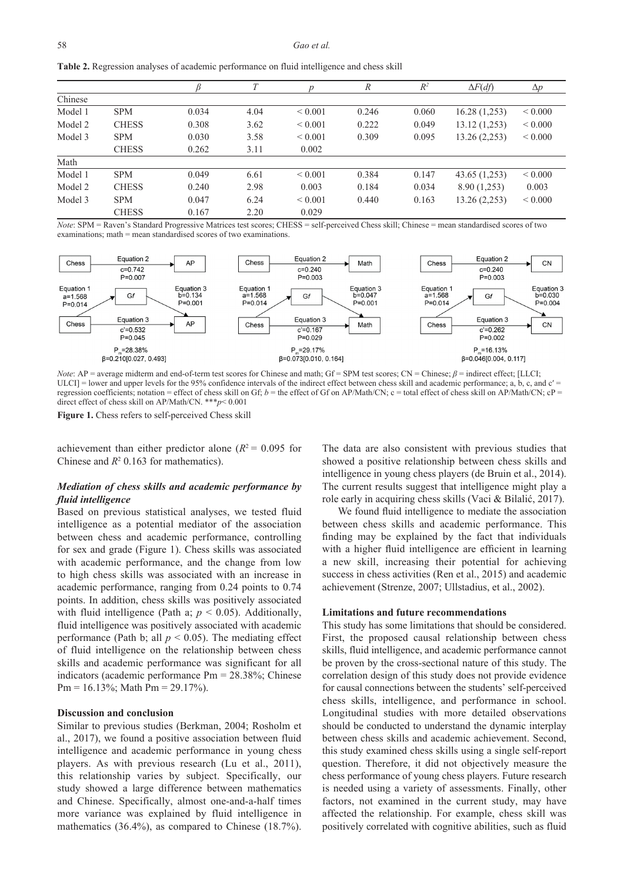**Table 2.** Regression analyses of academic performance on fluid intelligence and chess skill

| | | $\beta$ | $T$ | $p$ | $R$ | $R^2$ | $\Delta F(df)$ | $\Delta p$ |
|---|---|---|---|---|---|---|---|---|
| Chinese | | | | | | | | |
| Model 1 | SPM | 0.034 | 4.04 | < 0.001 | 0.246 | 0.060 | 16.28 (1,253) | < 0.000 |
| Model 2 | CHESS | 0.308 | 3.62 | < 0.001 | 0.222 | 0.049 | 13.12 (1,253) | < 0.000 |
| Model 3 | SPM | 0.030 | 3.58 | < 0.001 | 0.309 | 0.095 | 13.26 (2,253) | < 0.000 |
| | CHESS | 0.262 | 3.11 | 0.002 | | | | |
| Math | | | | | | | | |
| Model 1 | SPM | 0.049 | 6.61 | < 0.001 | 0.384 | 0.147 | 43.65 (1,253) | < 0.000 |
| Model 2 | CHESS | 0.240 | 2.98 | 0.003 | 0.184 | 0.034 | 8.90 (1,253) | 0.003 |
| Model 3 | SPM | 0.047 | 6.24 | < 0.001 | 0.440 | 0.163 | 13.26 (2,253) | < 0.000 |
| | CHESS | 0.167 | 2.20 | 0.029 | | | | |

*Note*: SPM = Raven's Standard Progressive Matrices test scores; CHESS = self-perceived Chess skill; Chinese = mean standardised scores of two examinations; math = mean standardised scores of two examinations.

*Note*: AP = average midterm and end-of-term test scores for Chinese and math; Gf = SPM test scores; CN = Chinese; $\beta$ = indirect effect; [LLCI; ULCI] = lower and upper levels for the 95% confidence intervals of the indirect effect between chess skill and academic performance; a, b, c, and c′ = regression coefficients; notation = effect of chess skill on Gf; $b$ = the effect of Gf on AP/Math/CN; c = total effect of chess skill on AP/Math/CN; cP = direct effect of chess skill on AP/Math/CN. \*\*\*$p < 0.001$

**Figure 1.** Chess refers to self-perceived Chess skill

achievement than either predictor alone ($R^2 = 0.095$ for Chinese and $R^2$ 0.163 for mathematics).

### *Mediation of chess skills and academic performance by fluid intelligence*

Based on previous statistical analyses, we tested fluid intelligence as a potential mediator of the association between chess and academic performance, controlling for sex and grade (Figure 1). Chess skills was associated with academic performance, and the change from low to high chess skills was associated with an increase in academic performance, ranging from 0.24 points to 0.74 points. In addition, chess skills was positively associated with fluid intelligence (Path a; $p < 0.05$). Additionally, fluid intelligence was positively associated with academic performance (Path b; all $p < 0.05$). The mediating effect of fluid intelligence on the relationship between chess skills and academic performance was significant for all indicators (academic performance Pm = 28.38%; Chinese Pm = 16.13%; Math Pm = 29.17%).

## Discussion and conclusion

Similar to previous studies (Berkman, 2004; Rosholm et al., 2017), we found a positive association between fluid intelligence and academic performance in young chess players. As with previous research (Lu et al., 2011), this relationship varies by subject. Specifically, our study showed a large difference between mathematics and Chinese. Specifically, almost one-and-a-half times more variance was explained by fluid intelligence in mathematics (36.4%), as compared to Chinese (18.7%). The data are also consistent with previous studies that showed a positive relationship between chess skills and intelligence in young chess players (de Bruin et al., 2014). The current results suggest that intelligence might play a role early in acquiring chess skills (Vaci & Bilalić, 2017).

We found fluid intelligence to mediate the association between chess skills and academic performance. This finding may be explained by the fact that individuals with a higher fluid intelligence are efficient in learning a new skill, increasing their potential for achieving success in chess activities (Ren et al., 2015) and academic achievement (Strenze, 2007; Ullstadius, et al., 2002).

### Limitations and future recommendations

This study has some limitations that should be considered. First, the proposed causal relationship between chess skills, fluid intelligence, and academic performance cannot be proven by the cross-sectional nature of this study. The correlation design of this study does not provide evidence for causal connections between the students' self-perceived chess skills, intelligence, and performance in school. Longitudinal studies with more detailed observations should be conducted to understand the dynamic interplay between chess skills and academic achievement. Second, this study examined chess skills using a single self-report question. Therefore, it did not objectively measure the chess performance of young chess players. Future research is needed using a variety of assessments. Finally, other factors, not examined in the current study, may have affected the relationship. For example, chess skill was positively correlated with cognitive abilities, such as fluid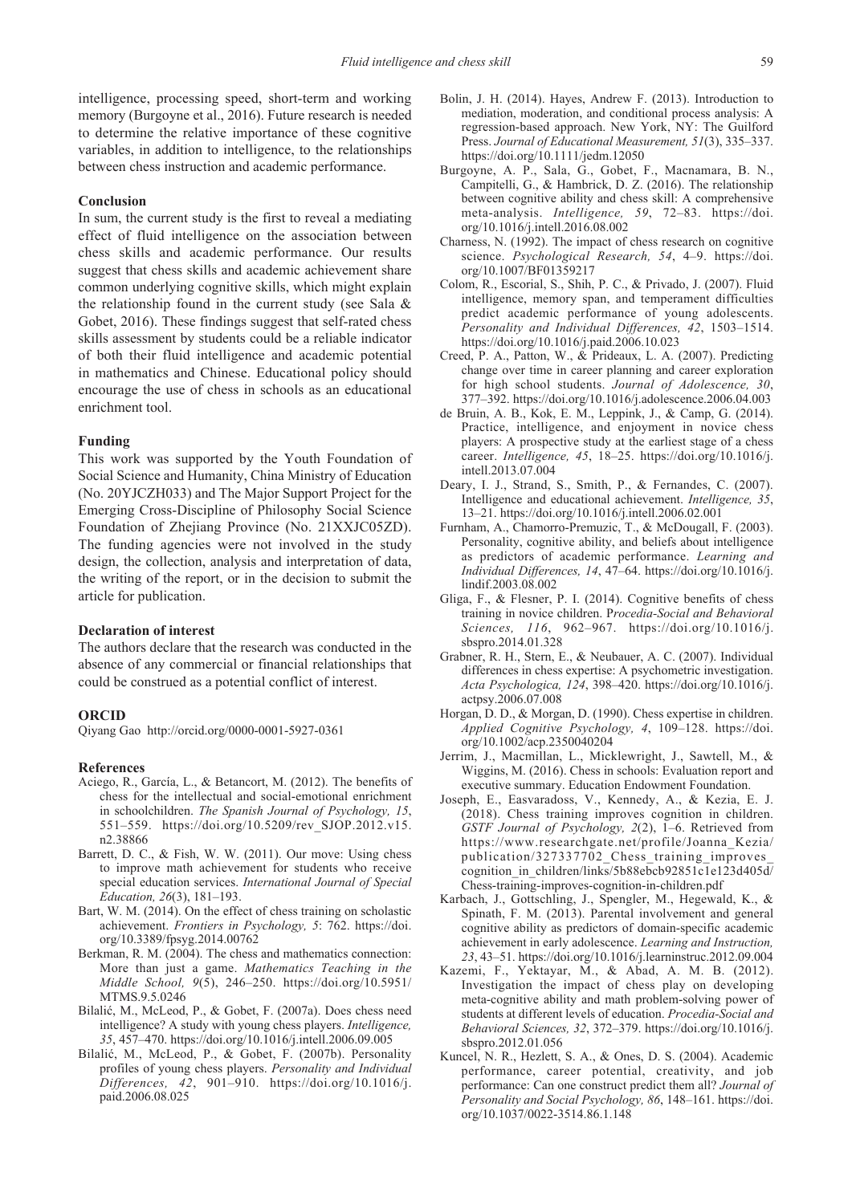intelligence, processing speed, short-term and working memory (Burgoyne et al., 2016). Future research is needed to determine the relative importance of these cognitive variables, in addition to intelligence, to the relationships between chess instruction and academic performance.

## Conclusion

In sum, the current study is the first to reveal a mediating effect of fluid intelligence on the association between chess skills and academic performance. Our results suggest that chess skills and academic achievement share common underlying cognitive skills, which might explain the relationship found in the current study (see Sala & Gobet, 2016). These findings suggest that self-rated chess skills assessment by students could be a reliable indicator of both their fluid intelligence and academic potential in mathematics and Chinese. Educational policy should encourage the use of chess in schools as an educational enrichment tool.

## Funding

This work was supported by the Youth Foundation of Social Science and Humanity, China Ministry of Education (No. 20YJCZH033) and The Major Support Project for the Emerging Cross-Discipline of Philosophy Social Science Foundation of Zhejiang Province (No. 21XXJC05ZD). The funding agencies were not involved in the study design, the collection, analysis and interpretation of data, the writing of the report, or in the decision to submit the article for publication.

## Declaration of interest

The authors declare that the research was conducted in the absence of any commercial or financial relationships that could be construed as a potential conflict of interest.

## ORCID

Qiyang Gao http://orcid.org/0000-0001-5927-0361

## References

Aciego, R., García, L., & Betancort, M. (2012). The benefits of chess for the intellectual and social-emotional enrichment in schoolchildren. *The Spanish Journal of Psychology, 15*, 551–559. https://doi.org/10.5209/rev_SJOP.2012.v15.n2.38866

Barrett, D. C., & Fish, W. W. (2011). Our move: Using chess to improve math achievement for students who receive special education services. *International Journal of Special Education, 26*(3), 181–193.

Bart, W. M. (2014). On the effect of chess training on scholastic achievement. *Frontiers in Psychology, 5*: 762. https://doi.org/10.3389/fpsyg.2014.00762

Berkman, R. M. (2004). The chess and mathematics connection: More than just a game. *Mathematics Teaching in the Middle School, 9*(5), 246–250. https://doi.org/10.5951/MTMS.9.5.0246

Bilalić, M., McLeod, P., & Gobet, F. (2007a). Does chess need intelligence? A study with young chess players. *Intelligence, 35*, 457–470. https://doi.org/10.1016/j.intell.2006.09.005

Bilalić, M., McLeod, P., & Gobet, F. (2007b). Personality profiles of young chess players. *Personality and Individual Differences, 42*, 901–910. https://doi.org/10.1016/j.paid.2006.08.025

Bolin, J. H. (2014). Hayes, Andrew F. (2013). Introduction to mediation, moderation, and conditional process analysis: A regression-based approach. New York, NY: The Guilford Press. *Journal of Educational Measurement, 51*(3), 335–337. https://doi.org/10.1111/jedm.12050

Burgoyne, A. P., Sala, G., Gobet, F., Macnamara, B. N., Campitelli, G., & Hambrick, D. Z. (2016). The relationship between cognitive ability and chess skill: A comprehensive meta-analysis. *Intelligence, 59*, 72–83. https://doi.org/10.1016/j.intell.2016.08.002

Charness, N. (1992). The impact of chess research on cognitive science. *Psychological Research, 54*, 4–9. https://doi.org/10.1007/BF01359217

Colom, R., Escorial, S., Shih, P. C., & Privado, J. (2007). Fluid intelligence, memory span, and temperament difficulties predict academic performance of young adolescents. *Personality and Individual Differences, 42*, 1503–1514. https://doi.org/10.1016/j.paid.2006.10.023

Creed, P. A., Patton, W., & Prideaux, L. A. (2007). Predicting change over time in career planning and career exploration for high school students. *Journal of Adolescence, 30*, 377–392. https://doi.org/10.1016/j.adolescence.2006.04.003

de Bruin, A. B., Kok, E. M., Leppink, J., & Camp, G. (2014). Practice, intelligence, and enjoyment in novice chess players: A prospective study at the earliest stage of a chess career. *Intelligence, 45*, 18–25. https://doi.org/10.1016/j.intell.2013.07.004

Deary, I. J., Strand, S., Smith, P., & Fernandes, C. (2007). Intelligence and educational achievement. *Intelligence, 35*, 13–21. https://doi.org/10.1016/j.intell.2006.02.001

Furnham, A., Chamorro-Premuzic, T., & McDougall, F. (2003). Personality, cognitive ability, and beliefs about intelligence as predictors of academic performance. *Learning and Individual Differences, 14*, 47–64. https://doi.org/10.1016/j.lindif.2003.08.002

Gliga, F., & Flesner, P. I. (2014). Cognitive benefits of chess training in novice children. *Procedia-Social and Behavioral Sciences, 116*, 962–967. https://doi.org/10.1016/j.sbspro.2014.01.328

Grabner, R. H., Stern, E., & Neubauer, A. C. (2007). Individual differences in chess expertise: A psychometric investigation. *Acta Psychologica, 124*, 398–420. https://doi.org/10.1016/j.actpsy.2006.07.008

Horgan, D. D., & Morgan, D. (1990). Chess expertise in children. *Applied Cognitive Psychology, 4*, 109–128. https://doi.org/10.1002/acp.2350040204

Jerrim, J., Macmillan, L., Micklewright, J., Sawtell, M., & Wiggins, M. (2016). Chess in schools: Evaluation report and executive summary. Education Endowment Foundation.

Joseph, E., Easvaradoss, V., Kennedy, A., & Kezia, E. J. (2018). Chess training improves cognition in children. *GSTF Journal of Psychology, 2*(2), 1–6. Retrieved from https://www.researchgate.net/profile/Joanna_Kezia/publication/327337702_Chess_training_improves_cognition_in_children/links/5b88ebcb92851c1e123d405d/Chess-training-improves-cognition-in-children.pdf

Karbach, J., Gottschling, J., Spengler, M., Hegewald, K., & Spinath, F. M. (2013). Parental involvement and general cognitive ability as predictors of domain-specific academic achievement in early adolescence. *Learning and Instruction, 23*, 43–51. https://doi.org/10.1016/j.learninstruc.2012.09.004

Kazemi, F., Yektayar, M., & Abad, A. M. B. (2012). Investigation the impact of chess play on developing meta-cognitive ability and math problem-solving power of students at different levels of education. *Procedia-Social and Behavioral Sciences, 32*, 372–379. https://doi.org/10.1016/j.sbspro.2012.01.056

Kuncel, N. R., Hezlett, S. A., & Ones, D. S. (2004). Academic performance, career potential, creativity, and job performance: Can one construct predict them all? *Journal of Personality and Social Psychology, 86*, 148–161. https://doi.org/10.1037/0022-3514.86.1.148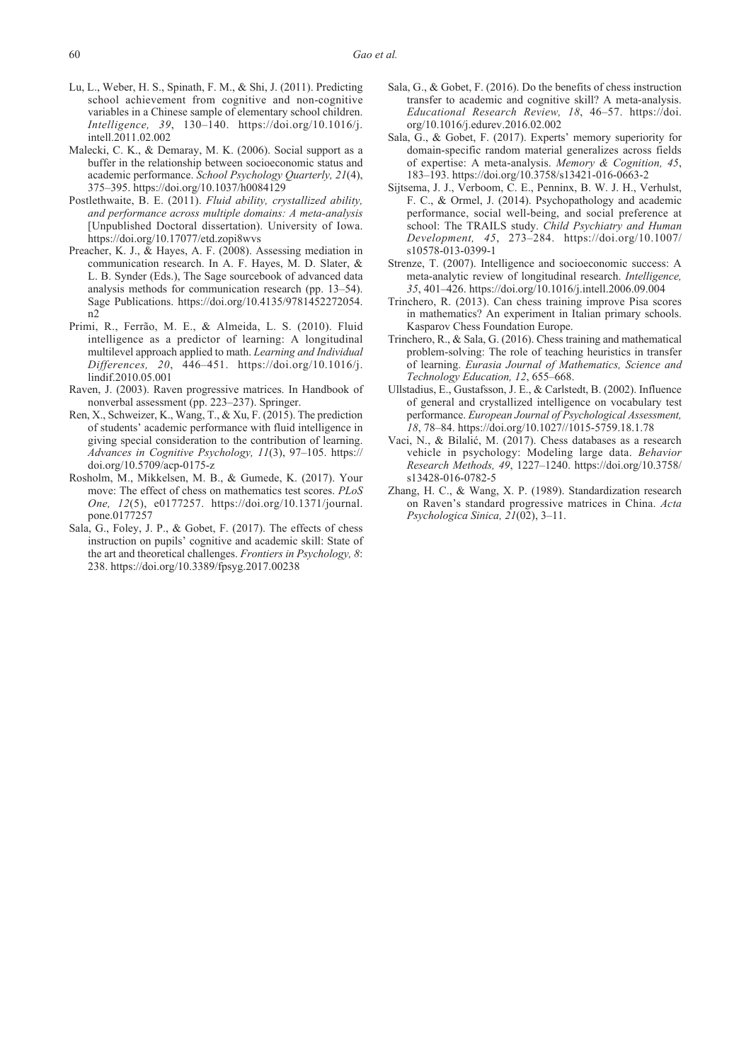Lu, L., Weber, H. S., Spinath, F. M., & Shi, J. (2011). Predicting school achievement from cognitive and non-cognitive variables in a Chinese sample of elementary school children. *Intelligence, 39*, 130–140. https://doi.org/10.1016/j.intell.2011.02.002

Malecki, C. K., & Demaray, M. K. (2006). Social support as a buffer in the relationship between socioeconomic status and academic performance. *School Psychology Quarterly, 21*(4), 375–395. https://doi.org/10.1037/h0084129

Postlethwaite, B. E. (2011). *Fluid ability, crystallized ability, and performance across multiple domains: A meta-analysis* [Unpublished Doctoral dissertation). University of Iowa. https://doi.org/10.17077/etd.zopi8wvs

Preacher, K. J., & Hayes, A. F. (2008). Assessing mediation in communication research. In A. F. Hayes, M. D. Slater, & L. B. Synder (Eds.), The Sage sourcebook of advanced data analysis methods for communication research (pp. 13–54). Sage Publications. https://doi.org/10.4135/9781452272054.n2

Primi, R., Ferrão, M. E., & Almeida, L. S. (2010). Fluid intelligence as a predictor of learning: A longitudinal multilevel approach applied to math. *Learning and Individual Differences, 20*, 446–451. https://doi.org/10.1016/j.lindif.2010.05.001

Raven, J. (2003). Raven progressive matrices. In Handbook of nonverbal assessment (pp. 223–237). Springer.

Ren, X., Schweizer, K., Wang, T., & Xu, F. (2015). The prediction of students' academic performance with fluid intelligence in giving special consideration to the contribution of learning. *Advances in Cognitive Psychology, 11*(3), 97–105. https://doi.org/10.5709/acp-0175-z

Rosholm, M., Mikkelsen, M. B., & Gumede, K. (2017). Your move: The effect of chess on mathematics test scores. *PLoS One, 12*(5), e0177257. https://doi.org/10.1371/journal.pone.0177257

Sala, G., Foley, J. P., & Gobet, F. (2017). The effects of chess instruction on pupils' cognitive and academic skill: State of the art and theoretical challenges. *Frontiers in Psychology, 8*: 238. https://doi.org/10.3389/fpsyg.2017.00238

Sala, G., & Gobet, F. (2016). Do the benefits of chess instruction transfer to academic and cognitive skill? A meta-analysis. *Educational Research Review, 18*, 46–57. https://doi.org/10.1016/j.edurev.2016.02.002

Sala, G., & Gobet, F. (2017). Experts' memory superiority for domain-specific random material generalizes across fields of expertise: A meta-analysis. *Memory & Cognition, 45*, 183–193. https://doi.org/10.3758/s13421-016-0663-2

Sijtsema, J. J., Verboom, C. E., Penninx, B. W. J. H., Verhulst, F. C., & Ormel, J. (2014). Psychopathology and academic performance, social well-being, and social preference at school: The TRAILS study. *Child Psychiatry and Human Development, 45*, 273–284. https://doi.org/10.1007/s10578-013-0399-1

Strenze, T. (2007). Intelligence and socioeconomic success: A meta-analytic review of longitudinal research. *Intelligence, 35*, 401–426. https://doi.org/10.1016/j.intell.2006.09.004

Trinchero, R. (2013). Can chess training improve Pisa scores in mathematics? An experiment in Italian primary schools. Kasparov Chess Foundation Europe.

Trinchero, R., & Sala, G. (2016). Chess training and mathematical problem-solving: The role of teaching heuristics in transfer of learning. *Eurasia Journal of Mathematics, Science and Technology Education, 12*, 655–668.

Ullstadius, E., Gustafsson, J. E., & Carlstedt, B. (2002). Influence of general and crystallized intelligence on vocabulary test performance. *European Journal of Psychological Assessment, 18*, 78–84. https://doi.org/10.1027//1015-5759.18.1.78

Vaci, N., & Bilalić, M. (2017). Chess databases as a research vehicle in psychology: Modeling large data. *Behavior Research Methods, 49*, 1227–1240. https://doi.org/10.3758/s13428-016-0782-5

Zhang, H. C., & Wang, X. P. (1989). Standardization research on Raven's standard progressive matrices in China. *Acta Psychologica Sinica, 21*(02), 3–11.